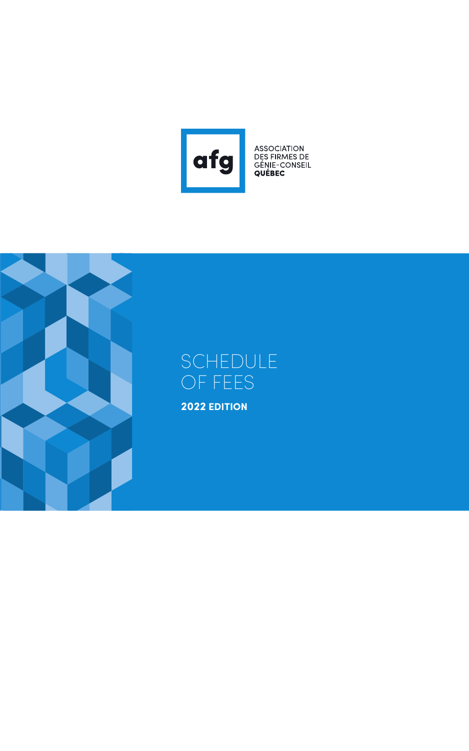afg

ASSOCIATION
DES FIRMES DE
GÉNIE-CONSEIL
**QUÉBEC**

# SCHEDULE OF FEES

**2022 EDITION**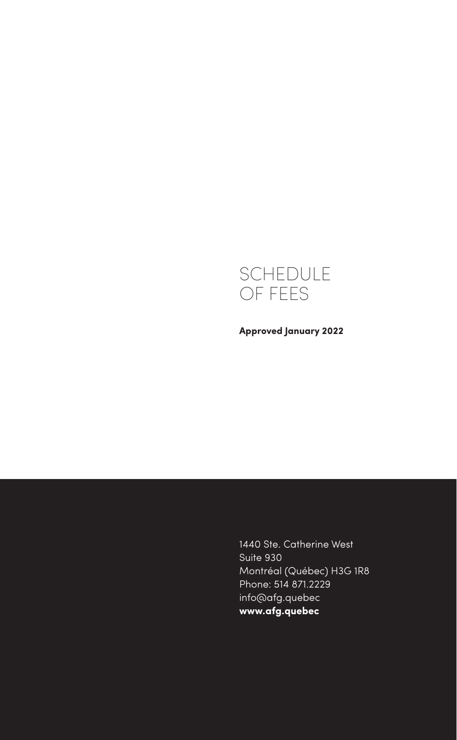# SCHEDULE OF FEES

**Approved January 2022**

1440 Ste. Catherine West
Suite 930
Montréal (Québec) H3G 1R8
Phone: 514 871.2229
info@afg.quebec
**www.afg.quebec**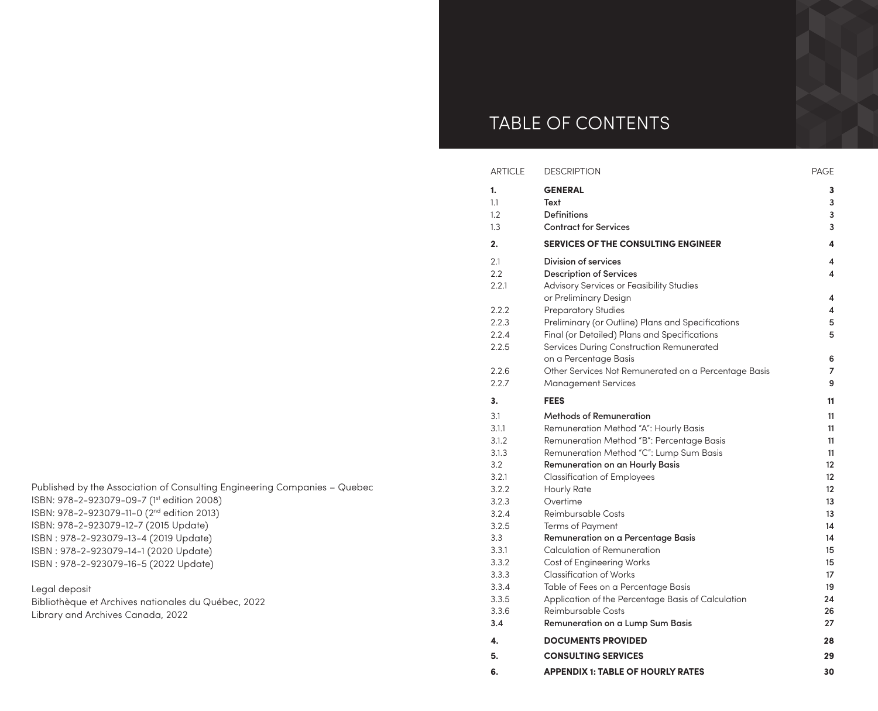Published by the Association of Consulting Engineering Companies – Quebec
ISBN: 978-2-923079-09-7 (1st edition 2008)
ISBN: 978-2-923079-11-0 (2nd edition 2013)
ISBN: 978-2-923079-12-7 (2015 Update)
ISBN : 978-2-923079-13-4 (2019 Update)
ISBN : 978-2-923079-14-1 (2020 Update)
ISBN : 978-2-923079-16-5 (2022 Update)

Legal deposit
Bibliothèque et Archives nationales du Québec, 2022
Library and Archives Canada, 2022

# TABLE OF CONTENTS

| ARTICLE | DESCRIPTION | PAGE |
|---|---|---|
| **1.** | **GENERAL** | **3** |
| 1.1 | **Text** | **3** |
| 1.2 | **Definitions** | **3** |
| 1.3 | **Contract for Services** | **3** |
| **2.** | **SERVICES OF THE CONSULTING ENGINEER** | **4** |
| 2.1 | **Division of services** | **4** |
| 2.2 | **Description of Services** | **4** |
| 2.2.1 | Advisory Services or Feasibility Studies or Preliminary Design | 4 |
| 2.2.2 | Preparatory Studies | 4 |
| 2.2.3 | Preliminary (or Outline) Plans and Specifications | 5 |
| 2.2.4 | Final (or Detailed) Plans and Specifications | 5 |
| 2.2.5 | Services During Construction Remunerated on a Percentage Basis | 6 |
| 2.2.6 | Other Services Not Remunerated on a Percentage Basis | 7 |
| 2.2.7 | Management Services | 9 |
| **3.** | **FEES** | **11** |
| 3.1 | **Methods of Remuneration** | **11** |
| 3.1.1 | Remuneration Method "A": Hourly Basis | 11 |
| 3.1.2 | Remuneration Method "B": Percentage Basis | 11 |
| 3.1.3 | Remuneration Method "C": Lump Sum Basis | 11 |
| 3.2 | **Remuneration on an Hourly Basis** | **12** |
| 3.2.1 | Classification of Employees | 12 |
| 3.2.2 | Hourly Rate | 12 |
| 3.2.3 | Overtime | 13 |
| 3.2.4 | Reimbursable Costs | 13 |
| 3.2.5 | Terms of Payment | 14 |
| 3.3 | **Remuneration on a Percentage Basis** | **14** |
| 3.3.1 | Calculation of Remuneration | 15 |
| 3.3.2 | Cost of Engineering Works | 15 |
| 3.3.3 | Classification of Works | 17 |
| 3.3.4 | Table of Fees on a Percentage Basis | 19 |
| 3.3.5 | Application of the Percentage Basis of Calculation | 24 |
| 3.3.6 | Reimbursable Costs | 26 |
| **3.4** | **Remuneration on a Lump Sum Basis** | **27** |
| **4.** | **DOCUMENTS PROVIDED** | **28** |
| **5.** | **CONSULTING SERVICES** | **29** |
| **6.** | **APPENDIX 1: TABLE OF HOURLY RATES** | **30** |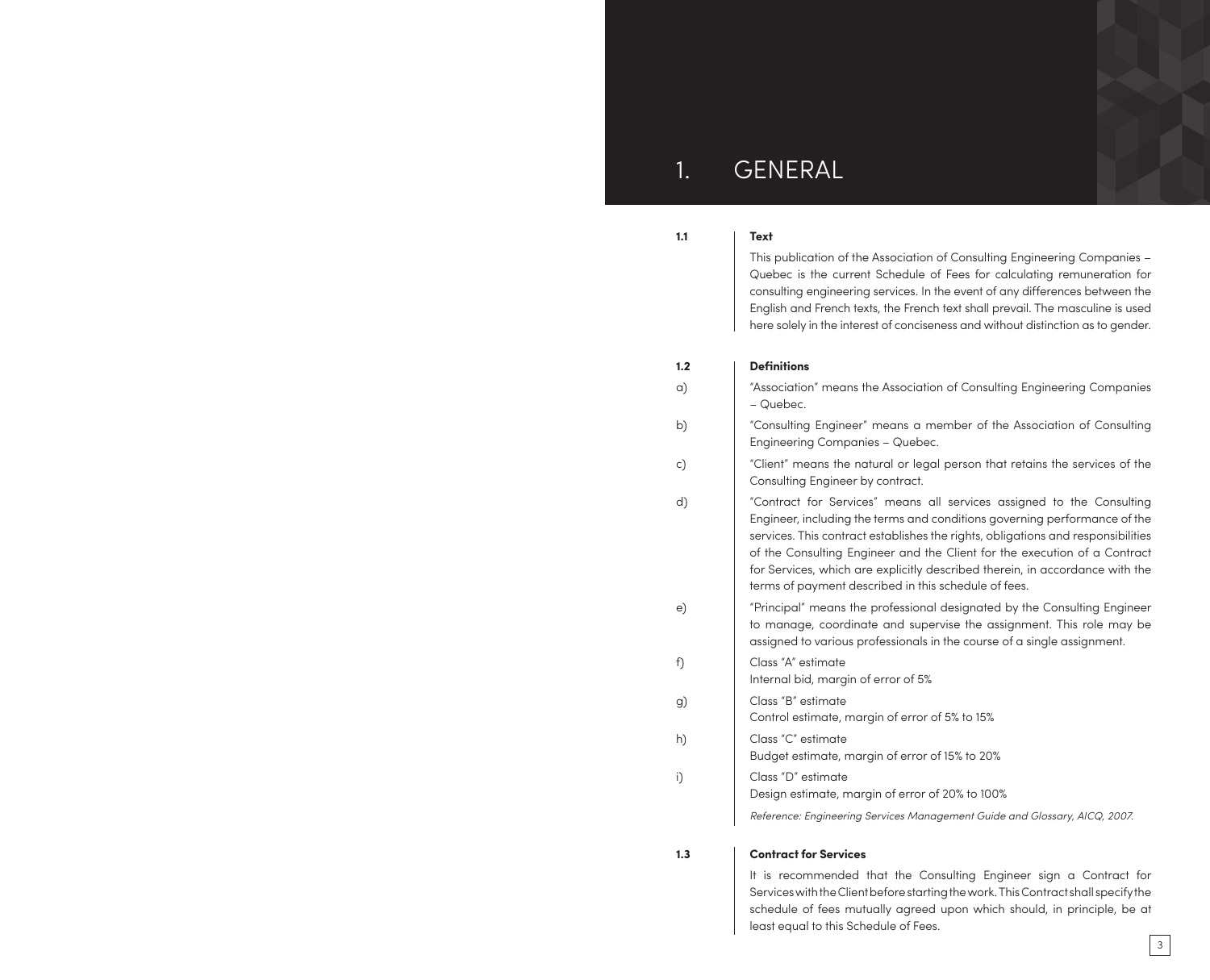# 1. GENERAL

## 1.1 Text

This publication of the Association of Consulting Engineering Companies – Quebec is the current Schedule of Fees for calculating remuneration for consulting engineering services. In the event of any differences between the English and French texts, the French text shall prevail. The masculine is used here solely in the interest of conciseness and without distinction as to gender.

## 1.2 Definitions

a) "Association" means the Association of Consulting Engineering Companies – Quebec.

b) "Consulting Engineer" means a member of the Association of Consulting Engineering Companies – Quebec.

c) "Client" means the natural or legal person that retains the services of the Consulting Engineer by contract.

d) "Contract for Services" means all services assigned to the Consulting Engineer, including the terms and conditions governing performance of the services. This contract establishes the rights, obligations and responsibilities of the Consulting Engineer and the Client for the execution of a Contract for Services, which are explicitly described therein, in accordance with the terms of payment described in this schedule of fees.

e) "Principal" means the professional designated by the Consulting Engineer to manage, coordinate and supervise the assignment. This role may be assigned to various professionals in the course of a single assignment.

f) Class "A" estimate
Internal bid, margin of error of 5%

g) Class "B" estimate
Control estimate, margin of error of 5% to 15%

h) Class "C" estimate
Budget estimate, margin of error of 15% to 20%

i) Class "D" estimate
Design estimate, margin of error of 20% to 100%

*Reference: Engineering Services Management Guide and Glossary, AICQ, 2007.*

## 1.3 Contract for Services

It is recommended that the Consulting Engineer sign a Contract for Services with the Client before starting the work. This Contract shall specify the schedule of fees mutually agreed upon which should, in principle, be at least equal to this Schedule of Fees.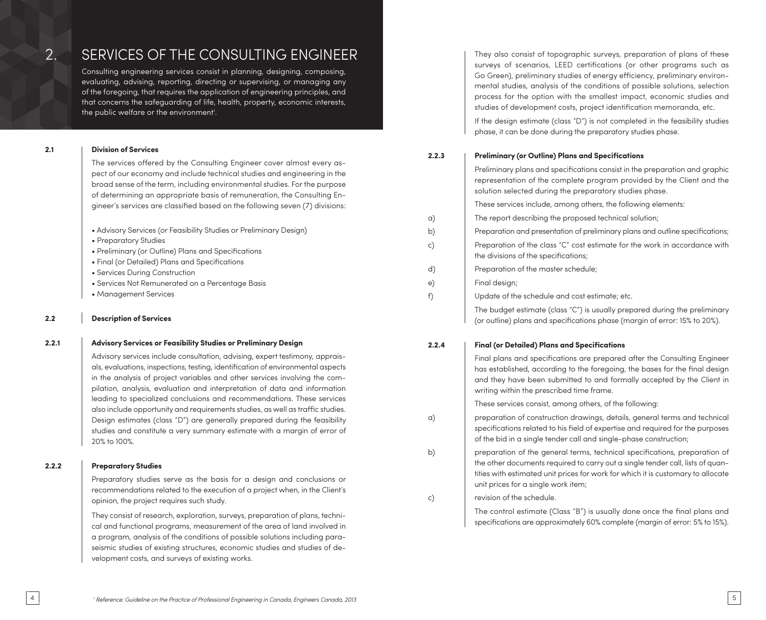# 2. SERVICES OF THE CONSULTING ENGINEER

Consulting engineering services consist in planning, designing, composing, evaluating, advising, reporting, directing or supervising, or managing any of the foregoing, that requires the application of engineering principles, and that concerns the safeguarding of life, health, property, economic interests, the public welfare or the environment[1].

## 2.1 Division of Services

The services offered by the Consulting Engineer cover almost every aspect of our economy and include technical studies and engineering in the broad sense of the term, including environmental studies. For the purpose of determining an appropriate basis of remuneration, the Consulting Engineer's services are classified based on the following seven (7) divisions:

- Advisory Services (or Feasibility Studies or Preliminary Design)
- Preparatory Studies
- Preliminary (or Outline) Plans and Specifications
- Final (or Detailed) Plans and Specifications
- Services During Construction
- Services Not Remunerated on a Percentage Basis
- Management Services

## 2.2 Description of Services

### 2.2.1 Advisory Services or Feasibility Studies or Preliminary Design

Advisory services include consultation, advising, expert testimony, appraisals, evaluations, inspections, testing, identification of environmental aspects in the analysis of project variables and other services involving the compilation, analysis, evaluation and interpretation of data and information leading to specialized conclusions and recommendations. These services also include opportunity and requirements studies, as well as traffic studies. Design estimates (class "D") are generally prepared during the feasibility studies and constitute a very summary estimate with a margin of error of 20% to 100%.

### 2.2.2 Preparatory Studies

Preparatory studies serve as the basis for a design and conclusions or recommendations related to the execution of a project when, in the Client's opinion, the project requires such study.

They consist of research, exploration, surveys, preparation of plans, technical and functional programs, measurement of the area of land involved in a program, analysis of the conditions of possible solutions including paraseismic studies of existing structures, economic studies and studies of development costs, and surveys of existing works.

They also consist of topographic surveys, preparation of plans of these surveys of scenarios, LEED certifications (or other programs such as Go Green), preliminary studies of energy efficiency, preliminary environmental studies, analysis of the conditions of possible solutions, selection process for the option with the smallest impact, economic studies and studies of development costs, project identification memoranda, etc.

If the design estimate (class "D") is not completed in the feasibility studies phase, it can be done during the preparatory studies phase.

### 2.2.3 Preliminary (or Outline) Plans and Specifications

Preliminary plans and specifications consist in the preparation and graphic representation of the complete program provided by the Client and the solution selected during the preparatory studies phase.

These services include, among others, the following elements:

a) The report describing the proposed technical solution;

b) Preparation and presentation of preliminary plans and outline specifications;

c) Preparation of the class "C" cost estimate for the work in accordance with the divisions of the specifications;

d) Preparation of the master schedule;

e) Final design;

f) Update of the schedule and cost estimate; etc.

The budget estimate (class "C") is usually prepared during the preliminary (or outline) plans and specifications phase (margin of error: 15% to 20%).

### 2.2.4 Final (or Detailed) Plans and Specifications

Final plans and specifications are prepared after the Consulting Engineer has established, according to the foregoing, the bases for the final design and they have been submitted to and formally accepted by the Client in writing within the prescribed time frame.

These services consist, among others, of the following:

a) preparation of construction drawings, details, general terms and technical specifications related to his field of expertise and required for the purposes of the bid in a single tender call and single-phase construction;

b) preparation of the general terms, technical specifications, preparation of the other documents required to carry out a single tender call, lists of quantities with estimated unit prices for work for which it is customary to allocate unit prices for a single work item;

c) revision of the schedule.

The control estimate (Class "B") is usually done once the final plans and specifications are approximately 60% complete (margin of error: 5% to 15%).

[1] *Reference: Guideline on the Practice of Professional Engineering in Canada, Engineers Canada, 2013*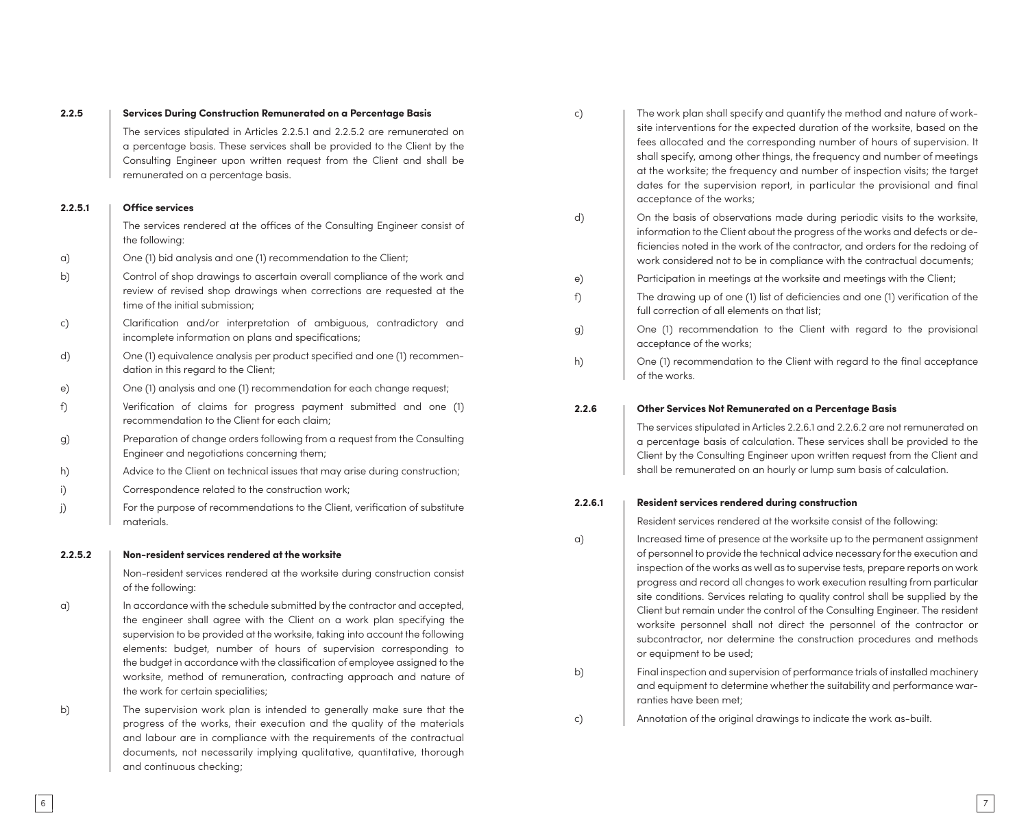### 2.2.5 Services During Construction Remunerated on a Percentage Basis

The services stipulated in Articles 2.2.5.1 and 2.2.5.2 are remunerated on a percentage basis. These services shall be provided to the Client by the Consulting Engineer upon written request from the Client and shall be remunerated on a percentage basis.

#### 2.2.5.1 Office services

The services rendered at the offices of the Consulting Engineer consist of the following:

a) One (1) bid analysis and one (1) recommendation to the Client;

b) Control of shop drawings to ascertain overall compliance of the work and review of revised shop drawings when corrections are requested at the time of the initial submission;

c) Clarification and/or interpretation of ambiguous, contradictory and incomplete information on plans and specifications;

d) One (1) equivalence analysis per product specified and one (1) recommendation in this regard to the Client;

e) One (1) analysis and one (1) recommendation for each change request;

f) Verification of claims for progress payment submitted and one (1) recommendation to the Client for each claim;

g) Preparation of change orders following from a request from the Consulting Engineer and negotiations concerning them;

h) Advice to the Client on technical issues that may arise during construction;

i) Correspondence related to the construction work;

j) For the purpose of recommendations to the Client, verification of substitute materials.

#### 2.2.5.2 Non-resident services rendered at the worksite

Non-resident services rendered at the worksite during construction consist of the following:

a) In accordance with the schedule submitted by the contractor and accepted, the engineer shall agree with the Client on a work plan specifying the supervision to be provided at the worksite, taking into account the following elements: budget, number of hours of supervision corresponding to the budget in accordance with the classification of employee assigned to the worksite, method of remuneration, contracting approach and nature of the work for certain specialities;

b) The supervision work plan is intended to generally make sure that the progress of the works, their execution and the quality of the materials and labour are in compliance with the requirements of the contractual documents, not necessarily implying qualitative, quantitative, thorough and continuous checking;

c) The work plan shall specify and quantify the method and nature of worksite interventions for the expected duration of the worksite, based on the fees allocated and the corresponding number of hours of supervision. It shall specify, among other things, the frequency and number of meetings at the worksite; the frequency and number of inspection visits; the target dates for the supervision report, in particular the provisional and final acceptance of the works;

d) On the basis of observations made during periodic visits to the worksite, information to the Client about the progress of the works and defects or deficiencies noted in the work of the contractor, and orders for the redoing of work considered not to be in compliance with the contractual documents;

e) Participation in meetings at the worksite and meetings with the Client;

f) The drawing up of one (1) list of deficiencies and one (1) verification of the full correction of all elements on that list;

g) One (1) recommendation to the Client with regard to the provisional acceptance of the works;

h) One (1) recommendation to the Client with regard to the final acceptance of the works.

### 2.2.6 Other Services Not Remunerated on a Percentage Basis

The services stipulated in Articles 2.2.6.1 and 2.2.6.2 are not remunerated on a percentage basis of calculation. These services shall be provided to the Client by the Consulting Engineer upon written request from the Client and shall be remunerated on an hourly or lump sum basis of calculation.

#### 2.2.6.1 Resident services rendered during construction

Resident services rendered at the worksite consist of the following:

a) Increased time of presence at the worksite up to the permanent assignment of personnel to provide the technical advice necessary for the execution and inspection of the works as well as to supervise tests, prepare reports on work progress and record all changes to work execution resulting from particular site conditions. Services relating to quality control shall be supplied by the Client but remain under the control of the Consulting Engineer. The resident worksite personnel shall not direct the personnel of the contractor or subcontractor, nor determine the construction procedures and methods or equipment to be used;

b) Final inspection and supervision of performance trials of installed machinery and equipment to determine whether the suitability and performance warranties have been met;

c) Annotation of the original drawings to indicate the work as-built.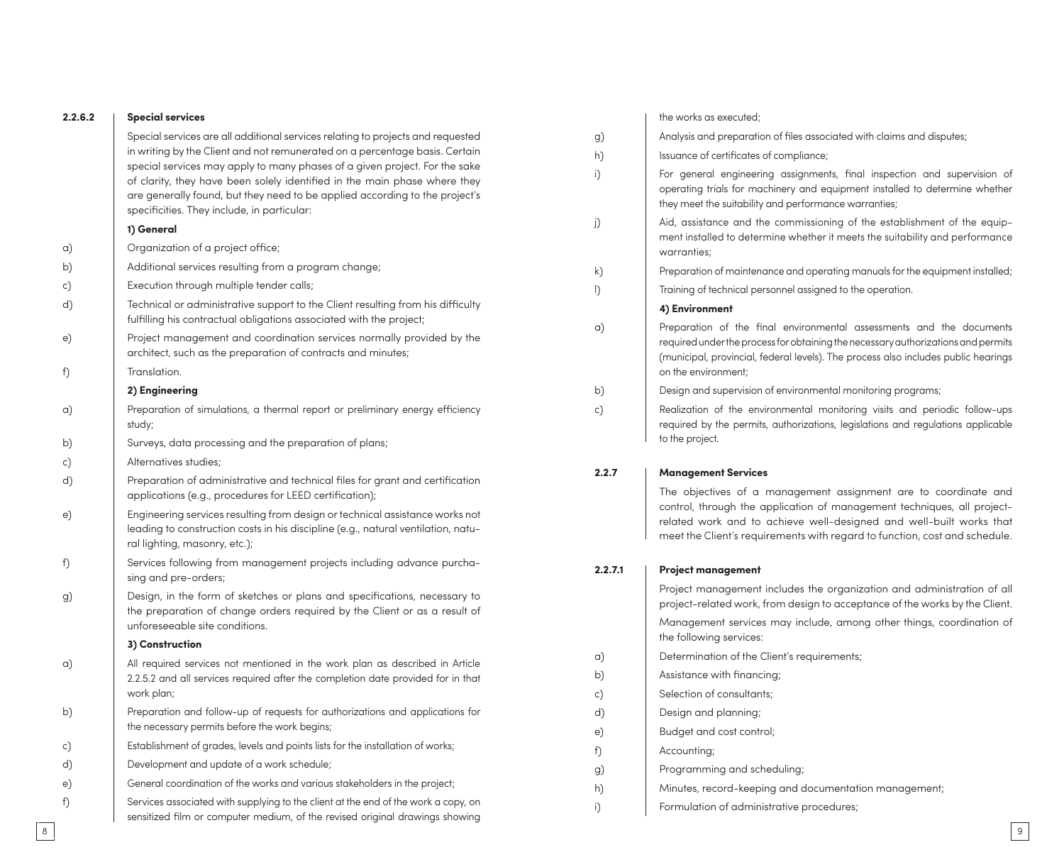### 2.2.6.2 Special services

Special services are all additional services relating to projects and requested in writing by the Client and not remunerated on a percentage basis. Certain special services may apply to many phases of a given project. For the sake of clarity, they have been solely identified in the main phase where they are generally found, but they need to be applied according to the project's specificities. They include, in particular:

**1) General**

a) Organization of a project office;

b) Additional services resulting from a program change;

c) Execution through multiple tender calls;

d) Technical or administrative support to the Client resulting from his difficulty fulfilling his contractual obligations associated with the project;

e) Project management and coordination services normally provided by the architect, such as the preparation of contracts and minutes;

f) Translation.

**2) Engineering**

a) Preparation of simulations, a thermal report or preliminary energy efficiency study;

b) Surveys, data processing and the preparation of plans;

c) Alternatives studies;

d) Preparation of administrative and technical files for grant and certification applications (e.g., procedures for LEED certification);

e) Engineering services resulting from design or technical assistance works not leading to construction costs in his discipline (e.g., natural ventilation, natural lighting, masonry, etc.);

f) Services following from management projects including advance purchasing and pre-orders;

g) Design, in the form of sketches or plans and specifications, necessary to the preparation of change orders required by the Client or as a result of unforeseeable site conditions.

**3) Construction**

a) All required services not mentioned in the work plan as described in Article 2.2.5.2 and all services required after the completion date provided for in that work plan;

b) Preparation and follow-up of requests for authorizations and applications for the necessary permits before the work begins;

c) Establishment of grades, levels and points lists for the installation of works;

d) Development and update of a work schedule;

e) General coordination of the works and various stakeholders in the project;

f) Services associated with supplying to the client at the end of the work a copy, on sensitized film or computer medium, of the revised original drawings showing the works as executed;

g) Analysis and preparation of files associated with claims and disputes;

h) Issuance of certificates of compliance;

i) For general engineering assignments, final inspection and supervision of operating trials for machinery and equipment installed to determine whether they meet the suitability and performance warranties;

j) Aid, assistance and the commissioning of the establishment of the equipment installed to determine whether it meets the suitability and performance warranties;

k) Preparation of maintenance and operating manuals for the equipment installed;

l) Training of technical personnel assigned to the operation.

**4) Environment**

a) Preparation of the final environmental assessments and the documents required under the process for obtaining the necessary authorizations and permits (municipal, provincial, federal levels). The process also includes public hearings on the environment;

b) Design and supervision of environmental monitoring programs;

c) Realization of the environmental monitoring visits and periodic follow-ups required by the permits, authorizations, legislations and regulations applicable to the project.

### 2.2.7 Management Services

The objectives of a management assignment are to coordinate and control, through the application of management techniques, all project-related work and to achieve well-designed and well-built works that meet the Client's requirements with regard to function, cost and schedule.

### 2.2.7.1 Project management

Project management includes the organization and administration of all project-related work, from design to acceptance of the works by the Client.

Management services may include, among other things, coordination of the following services:

a) Determination of the Client's requirements;

b) Assistance with financing;

c) Selection of consultants;

d) Design and planning;

e) Budget and cost control;

f) Accounting;

g) Programming and scheduling;

h) Minutes, record-keeping and documentation management;

i) Formulation of administrative procedures;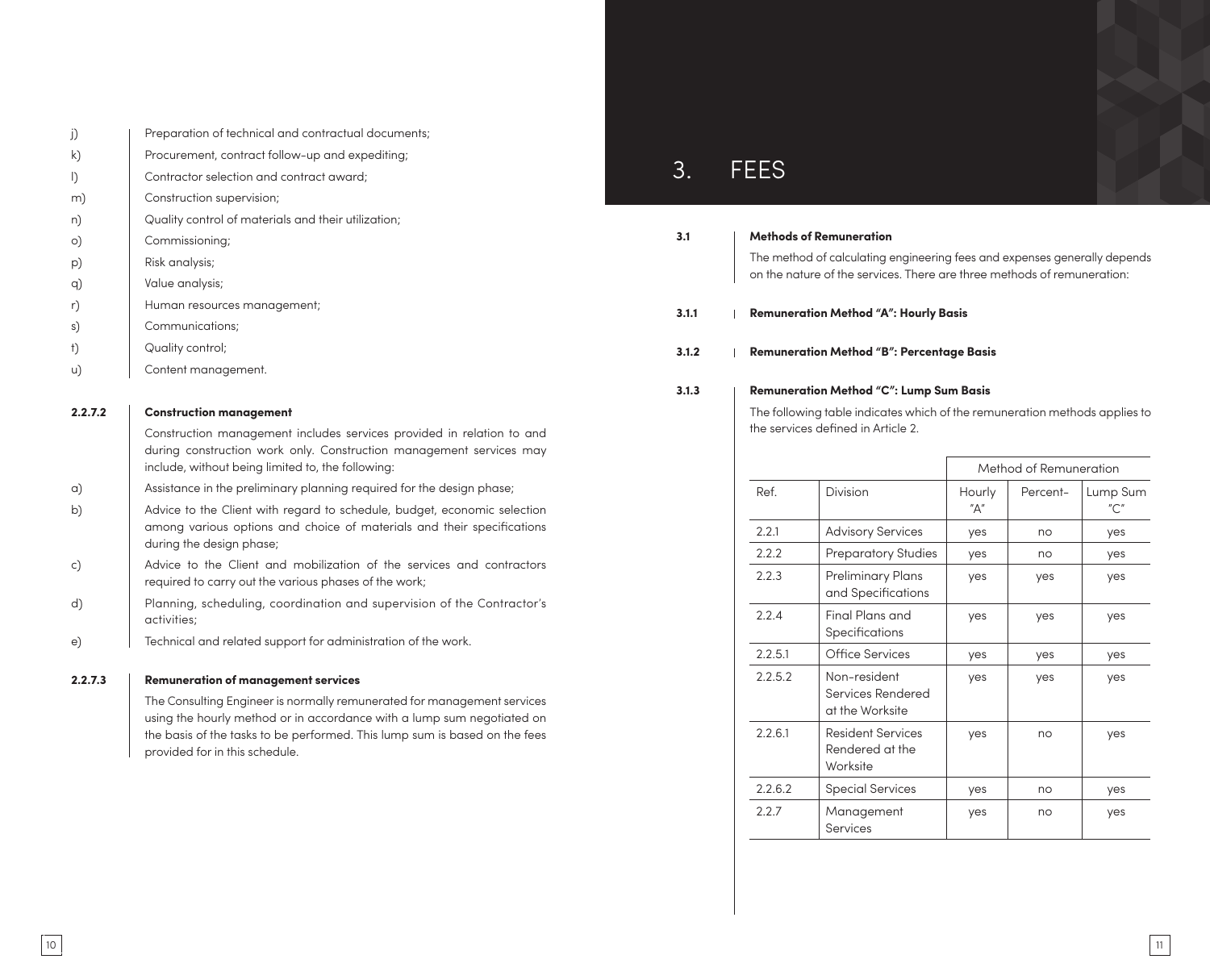j) Preparation of technical and contractual documents;
k) Procurement, contract follow-up and expediting;
l) Contractor selection and contract award;
m) Construction supervision;
n) Quality control of materials and their utilization;
o) Commissioning;
p) Risk analysis;
q) Value analysis;
r) Human resources management;
s) Communications;
t) Quality control;
u) Content management.

**2.2.7.2 Construction management**

Construction management includes services provided in relation to and during construction work only. Construction management services may include, without being limited to, the following:

a) Assistance in the preliminary planning required for the design phase;

b) Advice to the Client with regard to schedule, budget, economic selection among various options and choice of materials and their specifications during the design phase;

c) Advice to the Client and mobilization of the services and contractors required to carry out the various phases of the work;

d) Planning, scheduling, coordination and supervision of the Contractor's activities;

e) Technical and related support for administration of the work.

**2.2.7.3 Remuneration of management services**

The Consulting Engineer is normally remunerated for management services using the hourly method or in accordance with a lump sum negotiated on the basis of the tasks to be performed. This lump sum is based on the fees provided for in this schedule.

# 3. FEES

**3.1 Methods of Remuneration**

The method of calculating engineering fees and expenses generally depends on the nature of the services. There are three methods of remuneration:

**3.1.1 Remuneration Method "A": Hourly Basis**

**3.1.2 Remuneration Method "B": Percentage Basis**

**3.1.3 Remuneration Method "C": Lump Sum Basis**

The following table indicates which of the remuneration methods applies to the services defined in Article 2.

| | | Method of Remuneration | | |
|---|---|---|---|---|
| Ref. | Division | Hourly "A" | Percent- | Lump Sum "C" |
| 2.2.1 | Advisory Services | yes | no | yes |
| 2.2.2 | Preparatory Studies | yes | no | yes |
| 2.2.3 | Preliminary Plans and Specifications | yes | yes | yes |
| 2.2.4 | Final Plans and Specifications | yes | yes | yes |
| 2.2.5.1 | Office Services | yes | yes | yes |
| 2.2.5.2 | Non-resident Services Rendered at the Worksite | yes | yes | yes |
| 2.2.6.1 | Resident Services Rendered at the Worksite | yes | no | yes |
| 2.2.6.2 | Special Services | yes | no | yes |
| 2.2.7 | Management Services | yes | no | yes |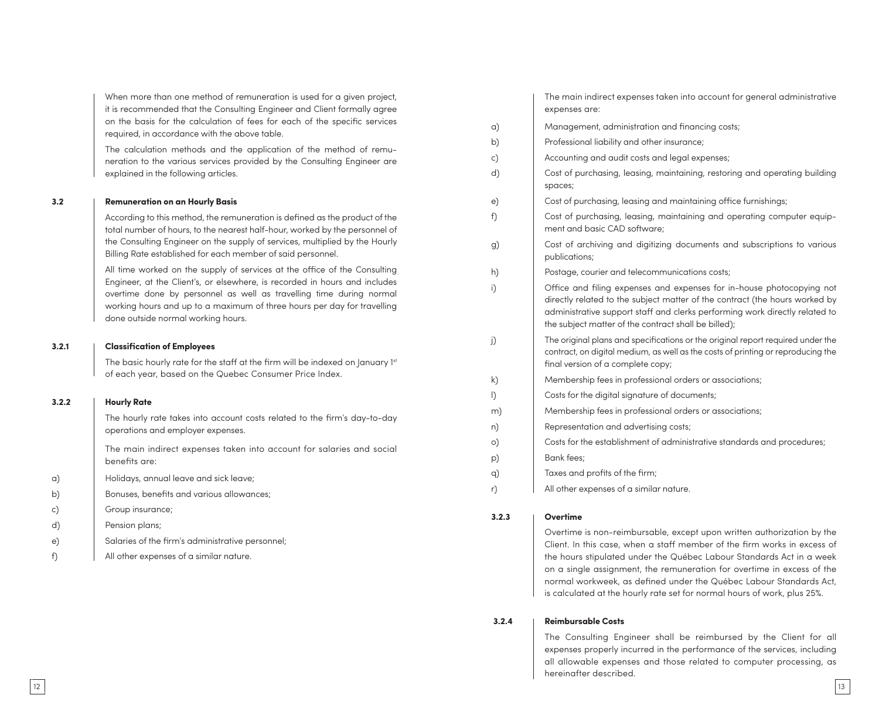When more than one method of remuneration is used for a given project, it is recommended that the Consulting Engineer and Client formally agree on the basis for the calculation of fees for each of the specific services required, in accordance with the above table.

The calculation methods and the application of the method of remuneration to the various services provided by the Consulting Engineer are explained in the following articles.

### 3.2 Remuneration on an Hourly Basis

According to this method, the remuneration is defined as the product of the total number of hours, to the nearest half-hour, worked by the personnel of the Consulting Engineer on the supply of services, multiplied by the Hourly Billing Rate established for each member of said personnel.

All time worked on the supply of services at the office of the Consulting Engineer, at the Client's, or elsewhere, is recorded in hours and includes overtime done by personnel as well as travelling time during normal working hours and up to a maximum of three hours per day for travelling done outside normal working hours.

#### 3.2.1 Classification of Employees

The basic hourly rate for the staff at the firm will be indexed on January 1st of each year, based on the Quebec Consumer Price Index.

#### 3.2.2 Hourly Rate

The hourly rate takes into account costs related to the firm's day-to-day operations and employer expenses.

The main indirect expenses taken into account for salaries and social benefits are:

a) Holidays, annual leave and sick leave;

b) Bonuses, benefits and various allowances;

c) Group insurance;

d) Pension plans;

e) Salaries of the firm's administrative personnel;

f) All other expenses of a similar nature.

The main indirect expenses taken into account for general administrative expenses are:

a) Management, administration and financing costs;

b) Professional liability and other insurance;

c) Accounting and audit costs and legal expenses;

d) Cost of purchasing, leasing, maintaining, restoring and operating building spaces;

e) Cost of purchasing, leasing and maintaining office furnishings;

f) Cost of purchasing, leasing, maintaining and operating computer equipment and basic CAD software;

g) Cost of archiving and digitizing documents and subscriptions to various publications;

h) Postage, courier and telecommunications costs;

i) Office and filing expenses and expenses for in-house photocopying not directly related to the subject matter of the contract (the hours worked by administrative support staff and clerks performing work directly related to the subject matter of the contract shall be billed);

j) The original plans and specifications or the original report required under the contract, on digital medium, as well as the costs of printing or reproducing the final version of a complete copy;

k) Membership fees in professional orders or associations;

l) Costs for the digital signature of documents;

m) Membership fees in professional orders or associations;

n) Representation and advertising costs;

o) Costs for the establishment of administrative standards and procedures;

p) Bank fees;

q) Taxes and profits of the firm;

r) All other expenses of a similar nature.

#### 3.2.3 Overtime

Overtime is non-reimbursable, except upon written authorization by the Client. In this case, when a staff member of the firm works in excess of the hours stipulated under the Québec Labour Standards Act in a week on a single assignment, the remuneration for overtime in excess of the normal workweek, as defined under the Québec Labour Standards Act, is calculated at the hourly rate set for normal hours of work, plus 25%.

#### 3.2.4 Reimbursable Costs

The Consulting Engineer shall be reimbursed by the Client for all expenses properly incurred in the performance of the services, including all allowable expenses and those related to computer processing, as hereinafter described.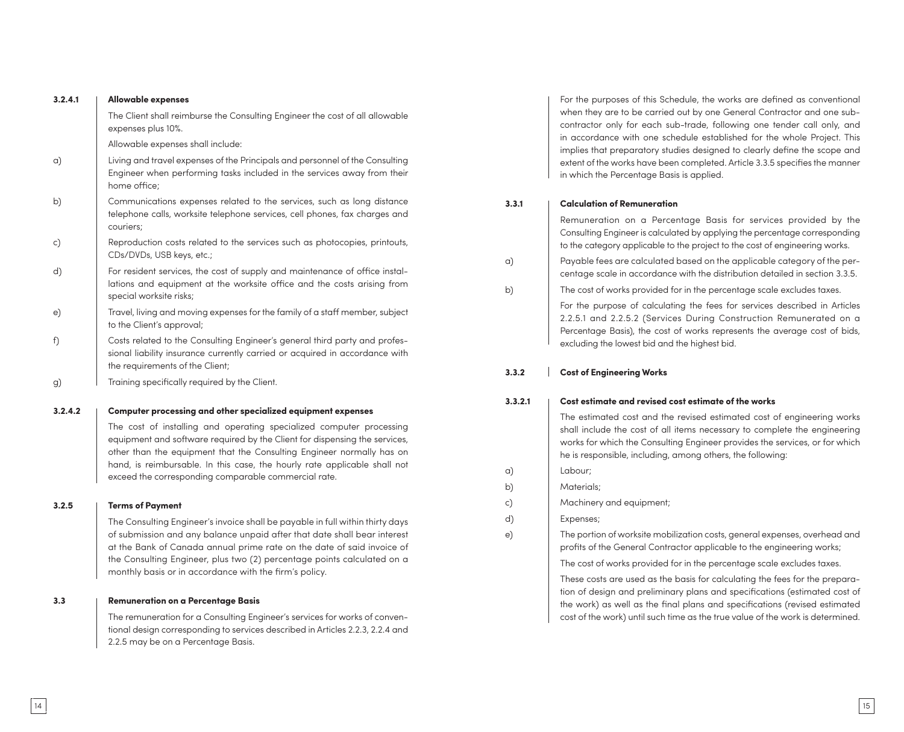#### 3.2.4.1 Allowable expenses

The Client shall reimburse the Consulting Engineer the cost of all allowable expenses plus 10%.

Allowable expenses shall include:

a) Living and travel expenses of the Principals and personnel of the Consulting Engineer when performing tasks included in the services away from their home office;

b) Communications expenses related to the services, such as long distance telephone calls, worksite telephone services, cell phones, fax charges and couriers;

c) Reproduction costs related to the services such as photocopies, printouts, CDs/DVDs, USB keys, etc.;

d) For resident services, the cost of supply and maintenance of office installations and equipment at the worksite office and the costs arising from special worksite risks;

e) Travel, living and moving expenses for the family of a staff member, subject to the Client's approval;

f) Costs related to the Consulting Engineer's general third party and professional liability insurance currently carried or acquired in accordance with the requirements of the Client;

g) Training specifically required by the Client.

#### 3.2.4.2 Computer processing and other specialized equipment expenses

The cost of installing and operating specialized computer processing equipment and software required by the Client for dispensing the services, other than the equipment that the Consulting Engineer normally has on hand, is reimbursable. In this case, the hourly rate applicable shall not exceed the corresponding comparable commercial rate.

### 3.2.5 Terms of Payment

The Consulting Engineer's invoice shall be payable in full within thirty days of submission and any balance unpaid after that date shall bear interest at the Bank of Canada annual prime rate on the date of said invoice of the Consulting Engineer, plus two (2) percentage points calculated on a monthly basis or in accordance with the firm's policy.

## 3.3 Remuneration on a Percentage Basis

The remuneration for a Consulting Engineer's services for works of conventional design corresponding to services described in Articles 2.2.3, 2.2.4 and 2.2.5 may be on a Percentage Basis.

For the purposes of this Schedule, the works are defined as conventional when they are to be carried out by one General Contractor and one subcontractor only for each sub-trade, following one tender call only, and in accordance with one schedule established for the whole Project. This implies that preparatory studies designed to clearly define the scope and extent of the works have been completed. Article 3.3.5 specifies the manner in which the Percentage Basis is applied.

### 3.3.1 Calculation of Remuneration

Remuneration on a Percentage Basis for services provided by the Consulting Engineer is calculated by applying the percentage corresponding to the category applicable to the project to the cost of engineering works.

a) Payable fees are calculated based on the applicable category of the percentage scale in accordance with the distribution detailed in section 3.3.5.

b) The cost of works provided for in the percentage scale excludes taxes.

For the purpose of calculating the fees for services described in Articles 2.2.5.1 and 2.2.5.2 (Services During Construction Remunerated on a Percentage Basis), the cost of works represents the average cost of bids, excluding the lowest bid and the highest bid.

### 3.3.2 Cost of Engineering Works

#### 3.3.2.1 Cost estimate and revised cost estimate of the works

The estimated cost and the revised estimated cost of engineering works shall include the cost of all items necessary to complete the engineering works for which the Consulting Engineer provides the services, or for which he is responsible, including, among others, the following:

a) Labour;

b) Materials;

c) Machinery and equipment;

d) Expenses;

e) The portion of worksite mobilization costs, general expenses, overhead and profits of the General Contractor applicable to the engineering works;

The cost of works provided for in the percentage scale excludes taxes.

These costs are used as the basis for calculating the fees for the preparation of design and preliminary plans and specifications (estimated cost of the work) as well as the final plans and specifications (revised estimated cost of the work) until such time as the true value of the work is determined.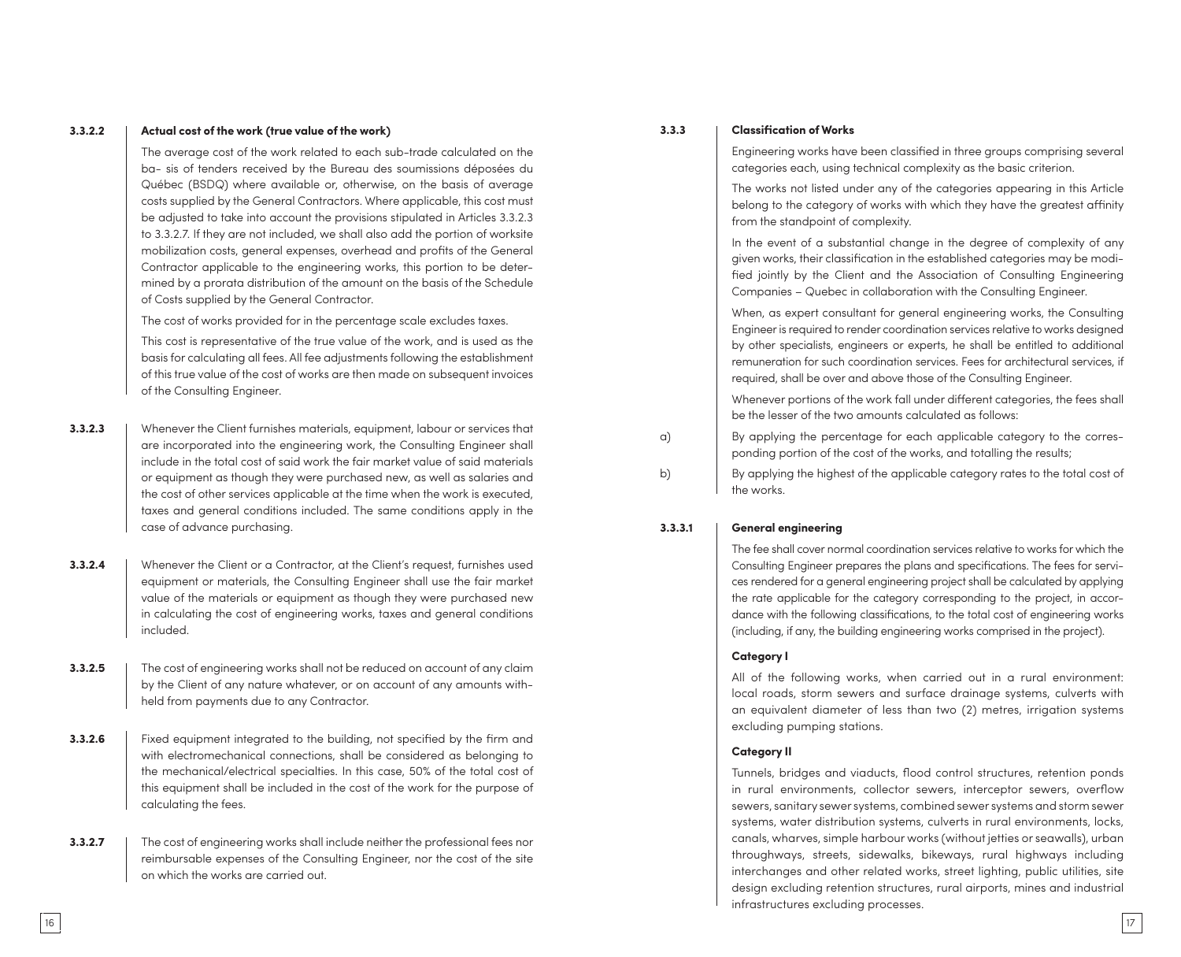#### 3.3.2.2 Actual cost of the work (true value of the work)

The average cost of the work related to each sub-trade calculated on the ba- sis of tenders received by the Bureau des soumissions déposées du Québec (BSDQ) where available or, otherwise, on the basis of average costs supplied by the General Contractors. Where applicable, this cost must be adjusted to take into account the provisions stipulated in Articles 3.3.2.3 to 3.3.2.7. If they are not included, we shall also add the portion of worksite mobilization costs, general expenses, overhead and profits of the General Contractor applicable to the engineering works, this portion to be deter- mined by a prorata distribution of the amount on the basis of the Schedule of Costs supplied by the General Contractor.

The cost of works provided for in the percentage scale excludes taxes.

This cost is representative of the true value of the work, and is used as the basis for calculating all fees. All fee adjustments following the establishment of this true value of the cost of works are then made on subsequent invoices of the Consulting Engineer.

**3.3.2.3** Whenever the Client furnishes materials, equipment, labour or services that are incorporated into the engineering work, the Consulting Engineer shall include in the total cost of said work the fair market value of said materials or equipment as though they were purchased new, as well as salaries and the cost of other services applicable at the time when the work is executed, taxes and general conditions included. The same conditions apply in the case of advance purchasing.

**3.3.2.4** Whenever the Client or a Contractor, at the Client's request, furnishes used equipment or materials, the Consulting Engineer shall use the fair market value of the materials or equipment as though they were purchased new in calculating the cost of engineering works, taxes and general conditions included.

**3.3.2.5** The cost of engineering works shall not be reduced on account of any claim by the Client of any nature whatever, or on account of any amounts with- held from payments due to any Contractor.

**3.3.2.6** Fixed equipment integrated to the building, not specified by the firm and with electromechanical connections, shall be considered as belonging to the mechanical/electrical specialties. In this case, 50% of the total cost of this equipment shall be included in the cost of the work for the purpose of calculating the fees.

**3.3.2.7** The cost of engineering works shall include neither the professional fees nor reimbursable expenses of the Consulting Engineer, nor the cost of the site on which the works are carried out.

### 3.3.3 Classification of Works

Engineering works have been classified in three groups comprising several categories each, using technical complexity as the basic criterion.

The works not listed under any of the categories appearing in this Article belong to the category of works with which they have the greatest affinity from the standpoint of complexity.

In the event of a substantial change in the degree of complexity of any given works, their classification in the established categories may be modi- fied jointly by the Client and the Association of Consulting Engineering Companies – Quebec in collaboration with the Consulting Engineer.

When, as expert consultant for general engineering works, the Consulting Engineer is required to render coordination services relative to works designed by other specialists, engineers or experts, he shall be entitled to additional remuneration for such coordination services. Fees for architectural services, if required, shall be over and above those of the Consulting Engineer.

Whenever portions of the work fall under different categories, the fees shall be the lesser of the two amounts calculated as follows:

a) By applying the percentage for each applicable category to the corres- ponding portion of the cost of the works, and totalling the results;

b) By applying the highest of the applicable category rates to the total cost of the works.

#### 3.3.3.1 General engineering

The fee shall cover normal coordination services relative to works for which the Consulting Engineer prepares the plans and specifications. The fees for servi- ces rendered for a general engineering project shall be calculated by applying the rate applicable for the category corresponding to the project, in accor- dance with the following classifications, to the total cost of engineering works (including, if any, the building engineering works comprised in the project).

**Category I**

All of the following works, when carried out in a rural environment: local roads, storm sewers and surface drainage systems, culverts with an equivalent diameter of less than two (2) metres, irrigation systems excluding pumping stations.

**Category II**

Tunnels, bridges and viaducts, flood control structures, retention ponds in rural environments, collector sewers, interceptor sewers, overflow sewers, sanitary sewer systems, combined sewer systems and storm sewer systems, water distribution systems, culverts in rural environments, locks, canals, wharves, simple harbour works (without jetties or seawalls), urban throughways, streets, sidewalks, bikeways, rural highways including interchanges and other related works, street lighting, public utilities, site design excluding retention structures, rural airports, mines and industrial infrastructures excluding processes.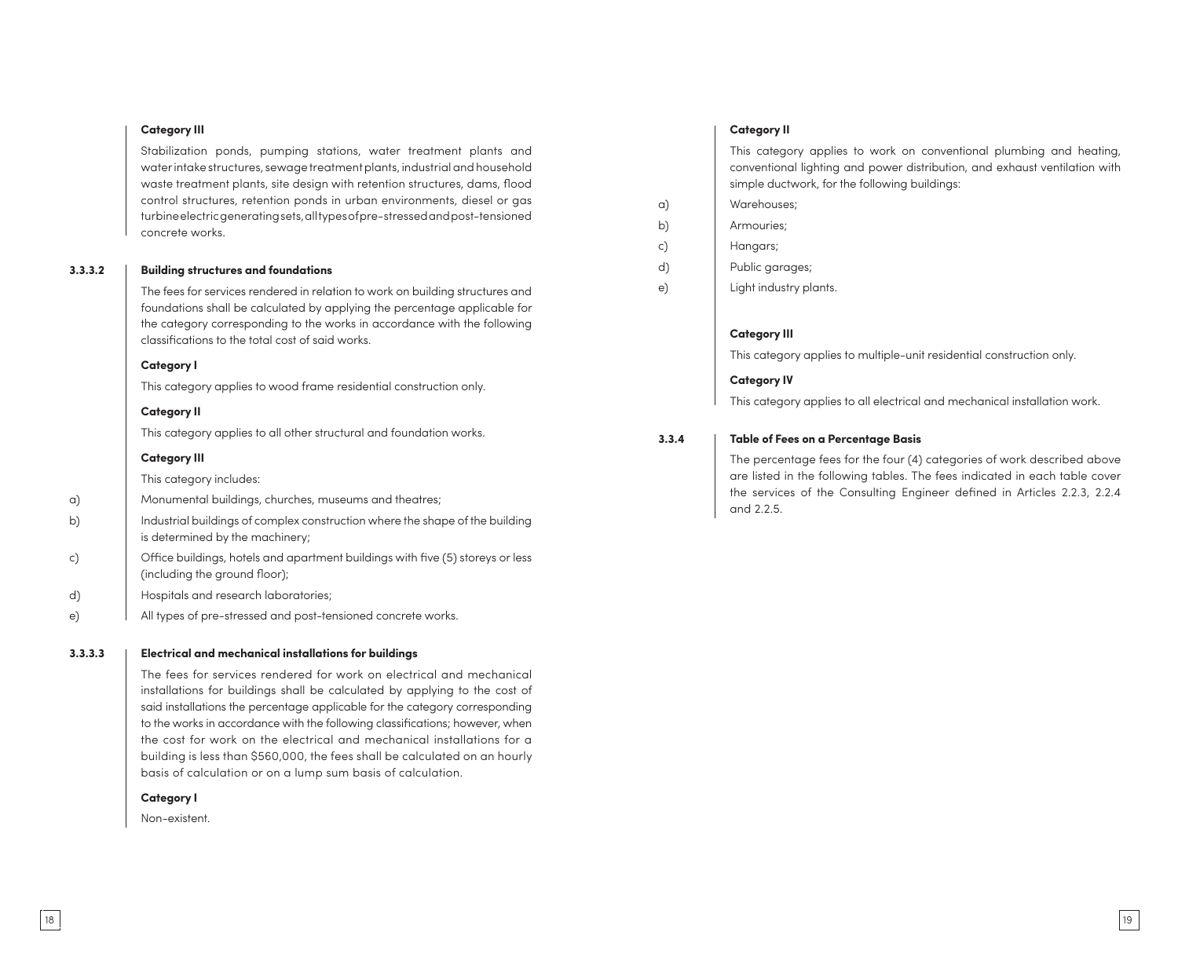**Category III**

Stabilization ponds, pumping stations, water treatment plants and water intake structures, sewage treatment plants, industrial and household waste treatment plants, site design with retention structures, dams, flood control structures, retention ponds in urban environments, diesel or gas turbine electric generating sets, all types of pre-stressed and post-tensioned concrete works.

### 3.3.3.2 Building structures and foundations

The fees for services rendered in relation to work on building structures and foundations shall be calculated by applying the percentage applicable for the category corresponding to the works in accordance with the following classifications to the total cost of said works.

**Category I**

This category applies to wood frame residential construction only.

**Category II**

This category applies to all other structural and foundation works.

**Category III**

This category includes:

a) Monumental buildings, churches, museums and theatres;

b) Industrial buildings of complex construction where the shape of the building is determined by the machinery;

c) Office buildings, hotels and apartment buildings with five (5) storeys or less (including the ground floor);

d) Hospitals and research laboratories;

e) All types of pre-stressed and post-tensioned concrete works.

### 3.3.3.3 Electrical and mechanical installations for buildings

The fees for services rendered for work on electrical and mechanical installations for buildings shall be calculated by applying to the cost of said installations the percentage applicable for the category corresponding to the works in accordance with the following classifications; however, when the cost for work on the electrical and mechanical installations for a building is less than $560,000, the fees shall be calculated on an hourly basis of calculation or on a lump sum basis of calculation.

**Category I**

Non-existent.

**Category II**

This category applies to work on conventional plumbing and heating, conventional lighting and power distribution, and exhaust ventilation with simple ductwork, for the following buildings:

a) Warehouses;

b) Armouries;

c) Hangars;

d) Public garages;

e) Light industry plants.

**Category III**

This category applies to multiple-unit residential construction only.

**Category IV**

This category applies to all electrical and mechanical installation work.

### 3.3.4 Table of Fees on a Percentage Basis

The percentage fees for the four (4) categories of work described above are listed in the following tables. The fees indicated in each table cover the services of the Consulting Engineer defined in Articles 2.2.3, 2.2.4 and 2.2.5.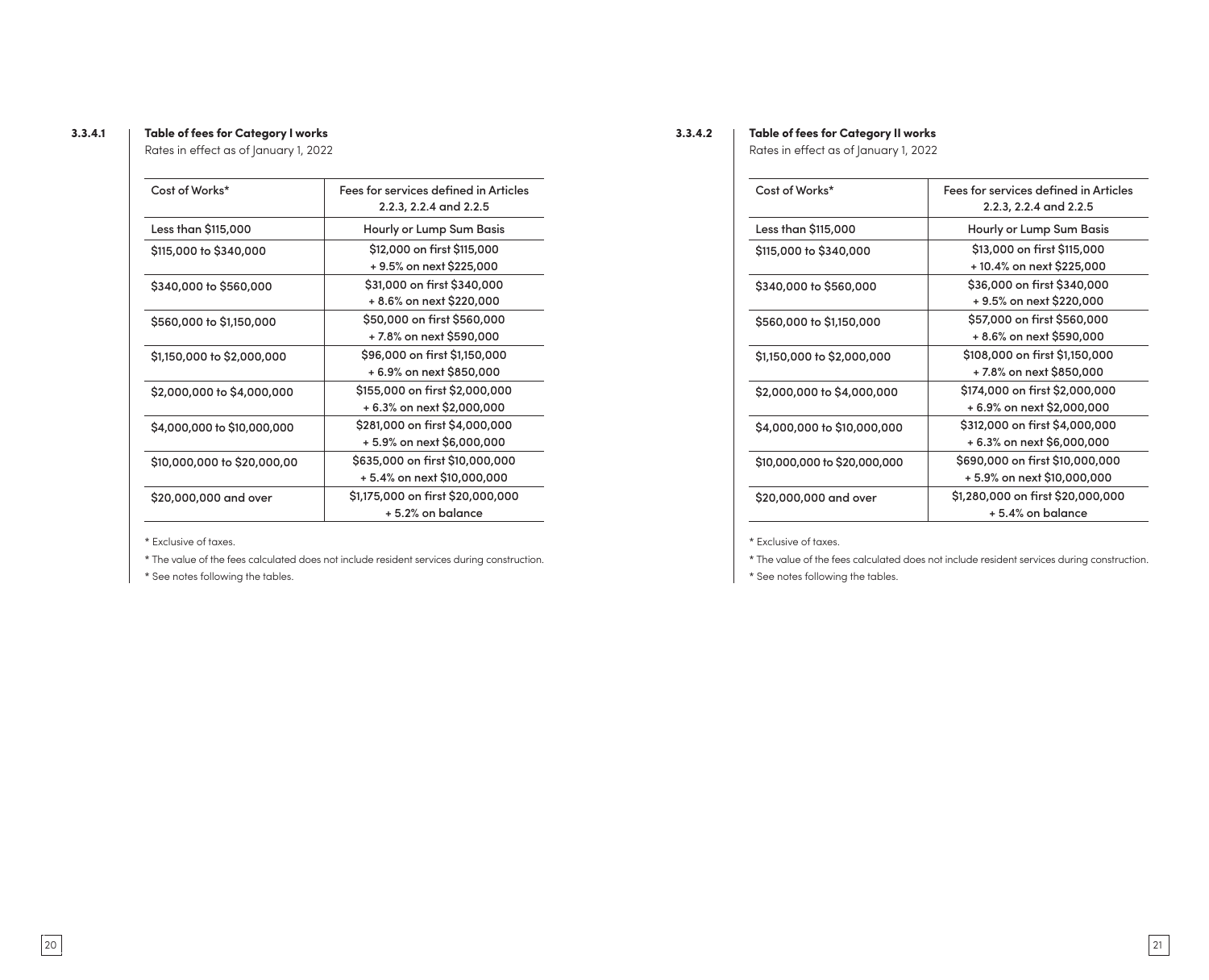### 3.3.4.1 Table of fees for Category I works

Rates in effect as of January 1, 2022

| Cost of Works* | Fees for services defined in Articles 2.2.3, 2.2.4 and 2.2.5 |
|---|---|
| Less than $115,000 | Hourly or Lump Sum Basis |
| $115,000 to $340,000 | $12,000 on first $115,000 + 9.5% on next $225,000 |
| $340,000 to $560,000 | $31,000 on first $340,000 + 8.6% on next $220,000 |
| $560,000 to $1,150,000 | $50,000 on first $560,000 + 7.8% on next $590,000 |
| $1,150,000 to $2,000,000 | $96,000 on first $1,150,000 + 6.9% on next $850,000 |
| $2,000,000 to $4,000,000 | $155,000 on first $2,000,000 + 6.3% on next $2,000,000 |
| $4,000,000 to $10,000,000 | $281,000 on first $4,000,000 + 5.9% on next $6,000,000 |
| $10,000,000 to $20,000,00 | $635,000 on first $10,000,000 + 5.4% on next $10,000,000 |
| $20,000,000 and over | $1,175,000 on first $20,000,000 + 5.2% on balance |

* Exclusive of taxes.

* The value of the fees calculated does not include resident services during construction.

* See notes following the tables.

### 3.3.4.2 Table of fees for Category II works

Rates in effect as of January 1, 2022

| Cost of Works* | Fees for services defined in Articles 2.2.3, 2.2.4 and 2.2.5 |
|---|---|
| Less than $115,000 | Hourly or Lump Sum Basis |
| $115,000 to $340,000 | $13,000 on first $115,000 + 10.4% on next $225,000 |
| $340,000 to $560,000 | $36,000 on first $340,000 + 9.5% on next $220,000 |
| $560,000 to $1,150,000 | $57,000 on first $560,000 + 8.6% on next $590,000 |
| $1,150,000 to $2,000,000 | $108,000 on first $1,150,000 + 7.8% on next $850,000 |
| $2,000,000 to $4,000,000 | $174,000 on first $2,000,000 + 6.9% on next $2,000,000 |
| $4,000,000 to $10,000,000 | $312,000 on first $4,000,000 + 6.3% on next $6,000,000 |
| $10,000,000 to $20,000,000 | $690,000 on first $10,000,000 + 5.9% on next $10,000,000 |
| $20,000,000 and over | $1,280,000 on first $20,000,000 + 5.4% on balance |

* Exclusive of taxes.

* The value of the fees calculated does not include resident services during construction.

* See notes following the tables.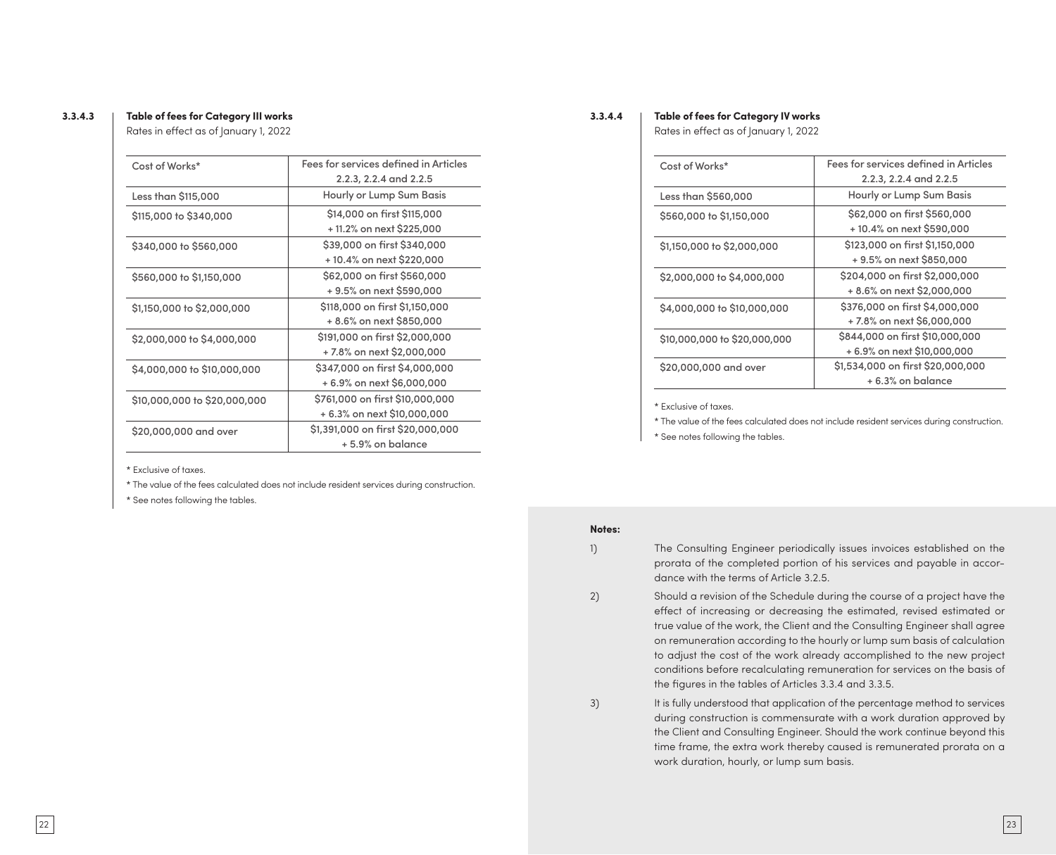### 3.3.4.3 Table of fees for Category III works

Rates in effect as of January 1, 2022

| Cost of Works* | Fees for services defined in Articles 2.2.3, 2.2.4 and 2.2.5 |
|---|---|
| Less than $115,000 | Hourly or Lump Sum Basis |
| $115,000 to $340,000 | $14,000 on first $115,000 + 11.2% on next $225,000 |
| $340,000 to $560,000 | $39,000 on first $340,000 + 10.4% on next $220,000 |
| $560,000 to $1,150,000 | $62,000 on first $560,000 + 9.5% on next $590,000 |
| $1,150,000 to $2,000,000 | $118,000 on first $1,150,000 + 8.6% on next $850,000 |
| $2,000,000 to $4,000,000 | $191,000 on first $2,000,000 + 7.8% on next $2,000,000 |
| $4,000,000 to $10,000,000 | $347,000 on first $4,000,000 + 6.9% on next $6,000,000 |
| $10,000,000 to $20,000,000 | $761,000 on first $10,000,000 + 6.3% on next $10,000,000 |
| $20,000,000 and over | $1,391,000 on first $20,000,000 + 5.9% on balance |

* Exclusive of taxes.

* The value of the fees calculated does not include resident services during construction.

* See notes following the tables.

### 3.3.4.4 Table of fees for Category IV works

Rates in effect as of January 1, 2022

| Cost of Works* | Fees for services defined in Articles 2.2.3, 2.2.4 and 2.2.5 |
|---|---|
| Less than $560,000 | Hourly or Lump Sum Basis |
| $560,000 to $1,150,000 | $62,000 on first $560,000 + 10.4% on next $590,000 |
| $1,150,000 to $2,000,000 | $123,000 on first $1,150,000 + 9.5% on next $850,000 |
| $2,000,000 to $4,000,000 | $204,000 on first $2,000,000 + 8.6% on next $2,000,000 |
| $4,000,000 to $10,000,000 | $376,000 on first $4,000,000 + 7.8% on next $6,000,000 |
| $10,000,000 to $20,000,000 | $844,000 on first $10,000,000 + 6.9% on next $10,000,000 |
| $20,000,000 and over | $1,534,000 on first $20,000,000 + 6.3% on balance |

* Exclusive of taxes.

* The value of the fees calculated does not include resident services during construction.

* See notes following the tables.

**Notes:**

1) The Consulting Engineer periodically issues invoices established on the prorata of the completed portion of his services and payable in accordance with the terms of Article 3.2.5.

2) Should a revision of the Schedule during the course of a project have the effect of increasing or decreasing the estimated, revised estimated or true value of the work, the Client and the Consulting Engineer shall agree on remuneration according to the hourly or lump sum basis of calculation to adjust the cost of the work already accomplished to the new project conditions before recalculating remuneration for services on the basis of the figures in the tables of Articles 3.3.4 and 3.3.5.

3) It is fully understood that application of the percentage method to services during construction is commensurate with a work duration approved by the Client and Consulting Engineer. Should the work continue beyond this time frame, the extra work thereby caused is remunerated prorata on a work duration, hourly, or lump sum basis.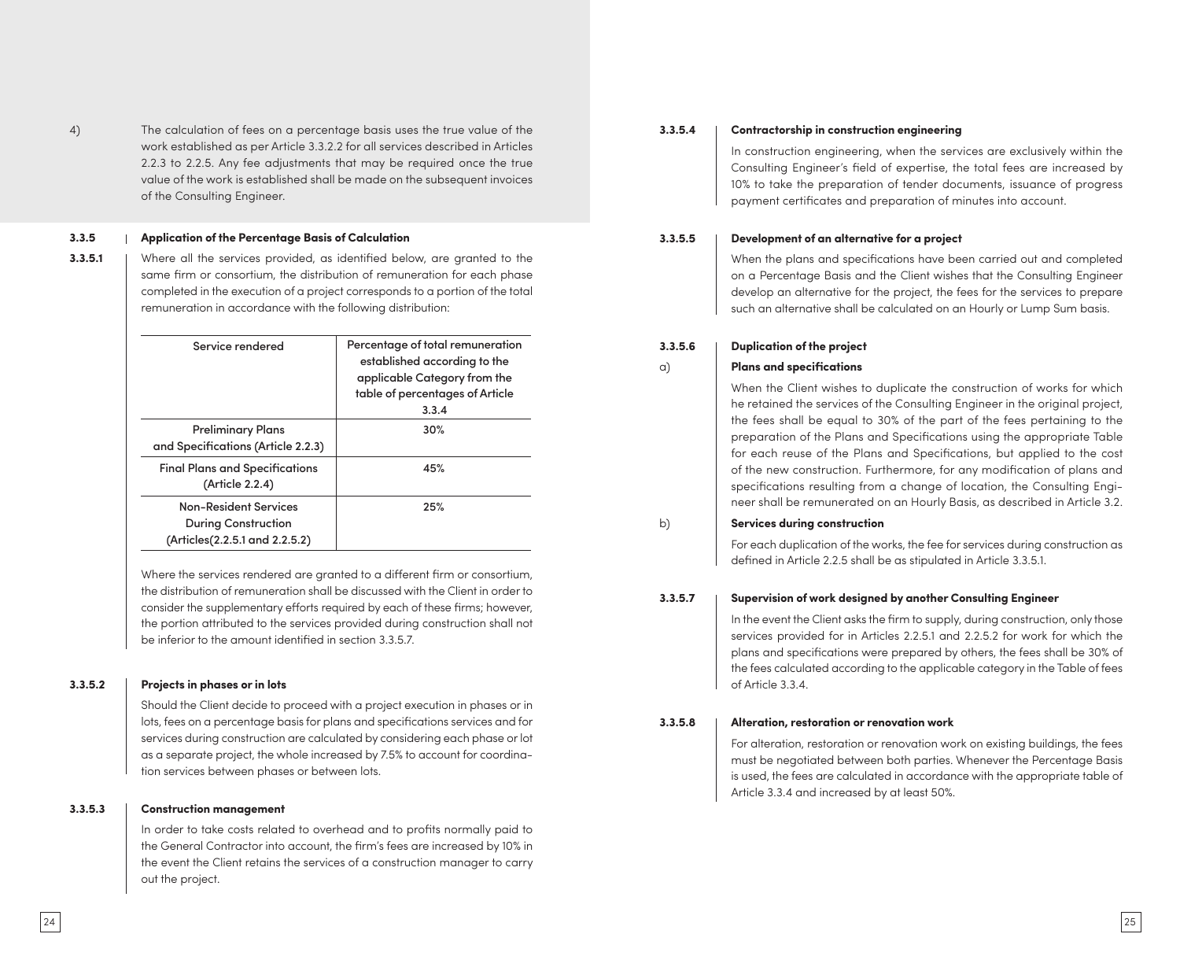4) The calculation of fees on a percentage basis uses the true value of the work established as per Article 3.3.2.2 for all services described in Articles 2.2.3 to 2.2.5. Any fee adjustments that may be required once the true value of the work is established shall be made on the subsequent invoices of the Consulting Engineer.

### 3.3.5 Application of the Percentage Basis of Calculation

**3.3.5.1** Where all the services provided, as identified below, are granted to the same firm or consortium, the distribution of remuneration for each phase completed in the execution of a project corresponds to a portion of the total remuneration in accordance with the following distribution:

| Service rendered | Percentage of total remuneration established according to the applicable Category from the table of percentages of Article 3.3.4 |
|---|---|
| Preliminary Plans and Specifications (Article 2.2.3) | 30% |
| Final Plans and Specifications (Article 2.2.4) | 45% |
| Non-Resident Services During Construction (Articles(2.2.5.1 and 2.2.5.2) | 25% |

Where the services rendered are granted to a different firm or consortium, the distribution of remuneration shall be discussed with the Client in order to consider the supplementary efforts required by each of these firms; however, the portion attributed to the services provided during construction shall not be inferior to the amount identified in section 3.3.5.7.

**3.3.5.2 Projects in phases or in lots**

Should the Client decide to proceed with a project execution in phases or in lots, fees on a percentage basis for plans and specifications services and for services during construction are calculated by considering each phase or lot as a separate project, the whole increased by 7.5% to account for coordination services between phases or between lots.

**3.3.5.3 Construction management**

In order to take costs related to overhead and to profits normally paid to the General Contractor into account, the firm's fees are increased by 10% in the event the Client retains the services of a construction manager to carry out the project.

**3.3.5.4 Contractorship in construction engineering**

In construction engineering, when the services are exclusively within the Consulting Engineer's field of expertise, the total fees are increased by 10% to take the preparation of tender documents, issuance of progress payment certificates and preparation of minutes into account.

**3.3.5.5 Development of an alternative for a project**

When the plans and specifications have been carried out and completed on a Percentage Basis and the Client wishes that the Consulting Engineer develop an alternative for the project, the fees for the services to prepare such an alternative shall be calculated on an Hourly or Lump Sum basis.

**3.3.5.6 Duplication of the project**

a) **Plans and specifications**

When the Client wishes to duplicate the construction of works for which he retained the services of the Consulting Engineer in the original project, the fees shall be equal to 30% of the part of the fees pertaining to the preparation of the Plans and Specifications using the appropriate Table for each reuse of the Plans and Specifications, but applied to the cost of the new construction. Furthermore, for any modification of plans and specifications resulting from a change of location, the Consulting Engineer shall be remunerated on an Hourly Basis, as described in Article 3.2.

b) **Services during construction**

For each duplication of the works, the fee for services during construction as defined in Article 2.2.5 shall be as stipulated in Article 3.3.5.1.

**3.3.5.7 Supervision of work designed by another Consulting Engineer**

In the event the Client asks the firm to supply, during construction, only those services provided for in Articles 2.2.5.1 and 2.2.5.2 for work for which the plans and specifications were prepared by others, the fees shall be 30% of the fees calculated according to the applicable category in the Table of fees of Article 3.3.4.

**3.3.5.8 Alteration, restoration or renovation work**

For alteration, restoration or renovation work on existing buildings, the fees must be negotiated between both parties. Whenever the Percentage Basis is used, the fees are calculated in accordance with the appropriate table of Article 3.3.4 and increased by at least 50%.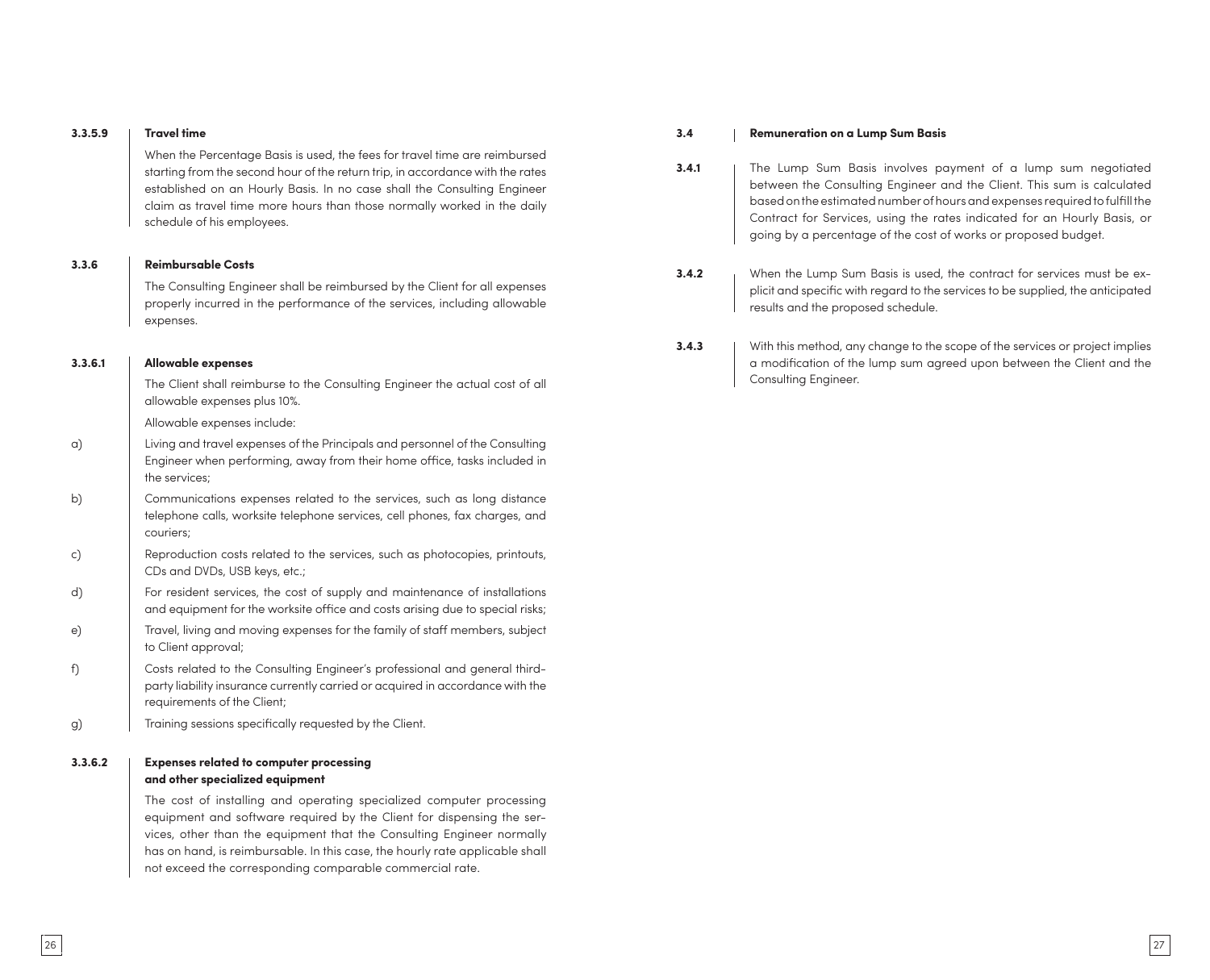#### 3.3.5.9 Travel time

When the Percentage Basis is used, the fees for travel time are reimbursed starting from the second hour of the return trip, in accordance with the rates established on an Hourly Basis. In no case shall the Consulting Engineer claim as travel time more hours than those normally worked in the daily schedule of his employees.

### 3.3.6 Reimbursable Costs

The Consulting Engineer shall be reimbursed by the Client for all expenses properly incurred in the performance of the services, including allowable expenses.

#### 3.3.6.1 Allowable expenses

The Client shall reimburse to the Consulting Engineer the actual cost of all allowable expenses plus 10%.

Allowable expenses include:

a) Living and travel expenses of the Principals and personnel of the Consulting Engineer when performing, away from their home office, tasks included in the services;

b) Communications expenses related to the services, such as long distance telephone calls, worksite telephone services, cell phones, fax charges, and couriers;

c) Reproduction costs related to the services, such as photocopies, printouts, CDs and DVDs, USB keys, etc.;

d) For resident services, the cost of supply and maintenance of installations and equipment for the worksite office and costs arising due to special risks;

e) Travel, living and moving expenses for the family of staff members, subject to Client approval;

f) Costs related to the Consulting Engineer's professional and general third-party liability insurance currently carried or acquired in accordance with the requirements of the Client;

g) Training sessions specifically requested by the Client.

#### 3.3.6.2 Expenses related to computer processing and other specialized equipment

The cost of installing and operating specialized computer processing equipment and software required by the Client for dispensing the services, other than the equipment that the Consulting Engineer normally has on hand, is reimbursable. In this case, the hourly rate applicable shall not exceed the corresponding comparable commercial rate.

## 3.4 Remuneration on a Lump Sum Basis

**3.4.1** The Lump Sum Basis involves payment of a lump sum negotiated between the Consulting Engineer and the Client. This sum is calculated based on the estimated number of hours and expenses required to fulfill the Contract for Services, using the rates indicated for an Hourly Basis, or going by a percentage of the cost of works or proposed budget.

**3.4.2** When the Lump Sum Basis is used, the contract for services must be explicit and specific with regard to the services to be supplied, the anticipated results and the proposed schedule.

**3.4.3** With this method, any change to the scope of the services or project implies a modification of the lump sum agreed upon between the Client and the Consulting Engineer.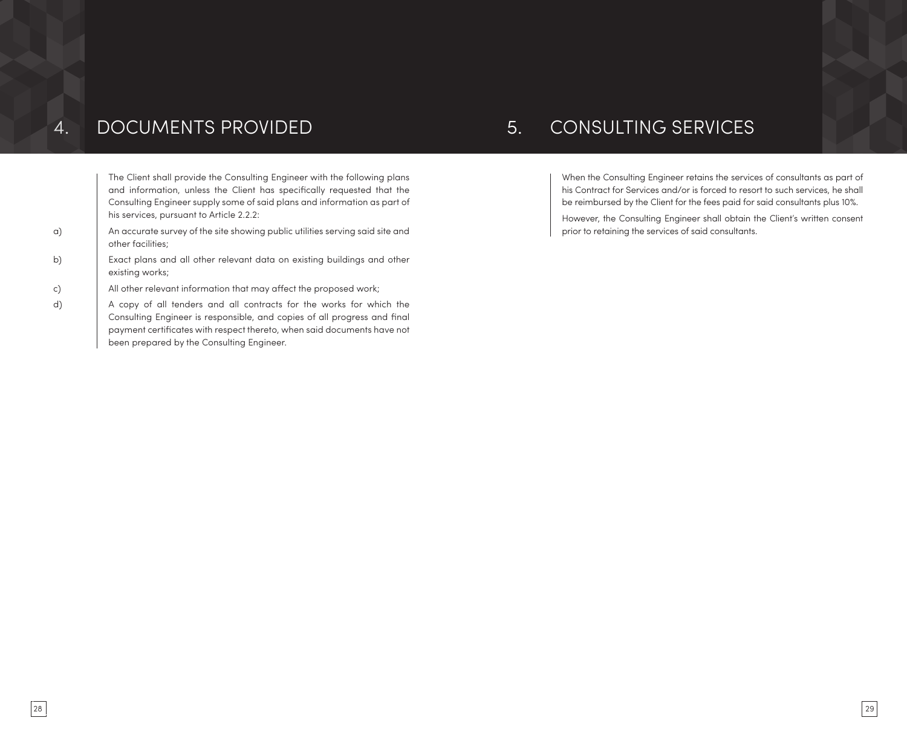# 4. DOCUMENTS PROVIDED

The Client shall provide the Consulting Engineer with the following plans and information, unless the Client has specifically requested that the Consulting Engineer supply some of said plans and information as part of his services, pursuant to Article 2.2.2:

a) An accurate survey of the site showing public utilities serving said site and other facilities;

b) Exact plans and all other relevant data on existing buildings and other existing works;

c) All other relevant information that may affect the proposed work;

d) A copy of all tenders and all contracts for the works for which the Consulting Engineer is responsible, and copies of all progress and final payment certificates with respect thereto, when said documents have not been prepared by the Consulting Engineer.

# 5. CONSULTING SERVICES

When the Consulting Engineer retains the services of consultants as part of his Contract for Services and/or is forced to resort to such services, he shall be reimbursed by the Client for the fees paid for said consultants plus 10%.

However, the Consulting Engineer shall obtain the Client's written consent prior to retaining the services of said consultants.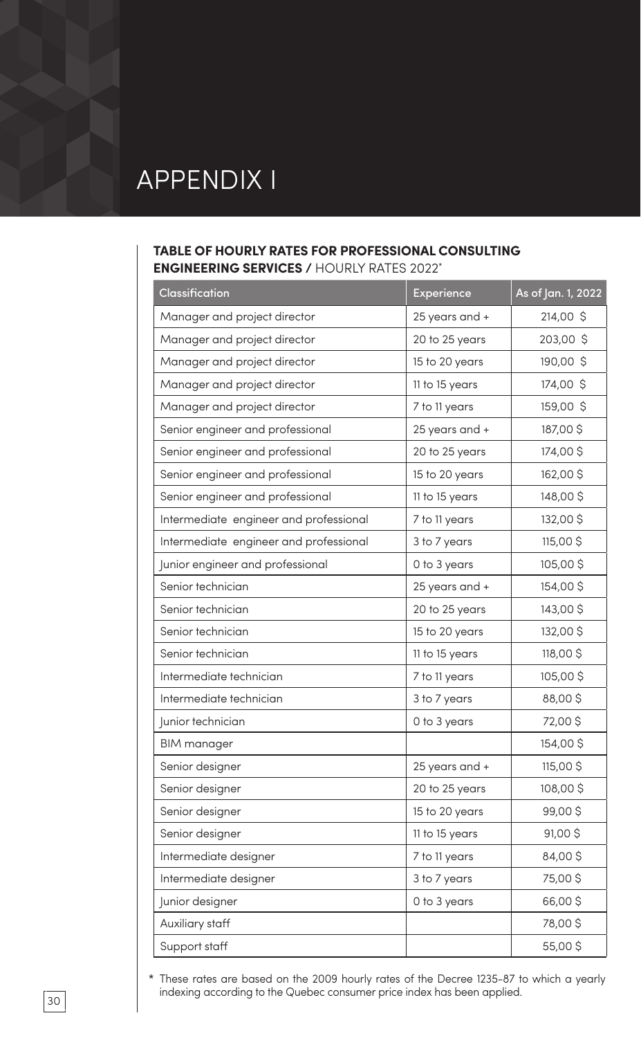# APPENDIX I

**TABLE OF HOURLY RATES FOR PROFESSIONAL CONSULTING ENGINEERING SERVICES /** HOURLY RATES 2022*

| Classification | Experience | As of Jan. 1, 2022 |
|---|---|---|
| Manager and project director | 25 years and + | 214,00 $ |
| Manager and project director | 20 to 25 years | 203,00 $ |
| Manager and project director | 15 to 20 years | 190,00 $ |
| Manager and project director | 11 to 15 years | 174,00 $ |
| Manager and project director | 7 to 11 years | 159,00 $ |
| Senior engineer and professional | 25 years and + | 187,00 $ |
| Senior engineer and professional | 20 to 25 years | 174,00 $ |
| Senior engineer and professional | 15 to 20 years | 162,00 $ |
| Senior engineer and professional | 11 to 15 years | 148,00 $ |
| Intermediate engineer and professional | 7 to 11 years | 132,00 $ |
| Intermediate engineer and professional | 3 to 7 years | 115,00 $ |
| Junior engineer and professional | 0 to 3 years | 105,00 $ |
| Senior technician | 25 years and + | 154,00 $ |
| Senior technician | 20 to 25 years | 143,00 $ |
| Senior technician | 15 to 20 years | 132,00 $ |
| Senior technician | 11 to 15 years | 118,00 $ |
| Intermediate technician | 7 to 11 years | 105,00 $ |
| Intermediate technician | 3 to 7 years | 88,00 $ |
| Junior technician | 0 to 3 years | 72,00 $ |
| BIM manager | | 154,00 $ |
| Senior designer | 25 years and + | 115,00 $ |
| Senior designer | 20 to 25 years | 108,00 $ |
| Senior designer | 15 to 20 years | 99,00 $ |
| Senior designer | 11 to 15 years | 91,00 $ |
| Intermediate designer | 7 to 11 years | 84,00 $ |
| Intermediate designer | 3 to 7 years | 75,00 $ |
| Junior designer | 0 to 3 years | 66,00 $ |
| Auxiliary staff | | 78,00 $ |
| Support staff | | 55,00 $ |

* These rates are based on the 2009 hourly rates of the Decree 1235-87 to which a yearly indexing according to the Quebec consumer price index has been applied.